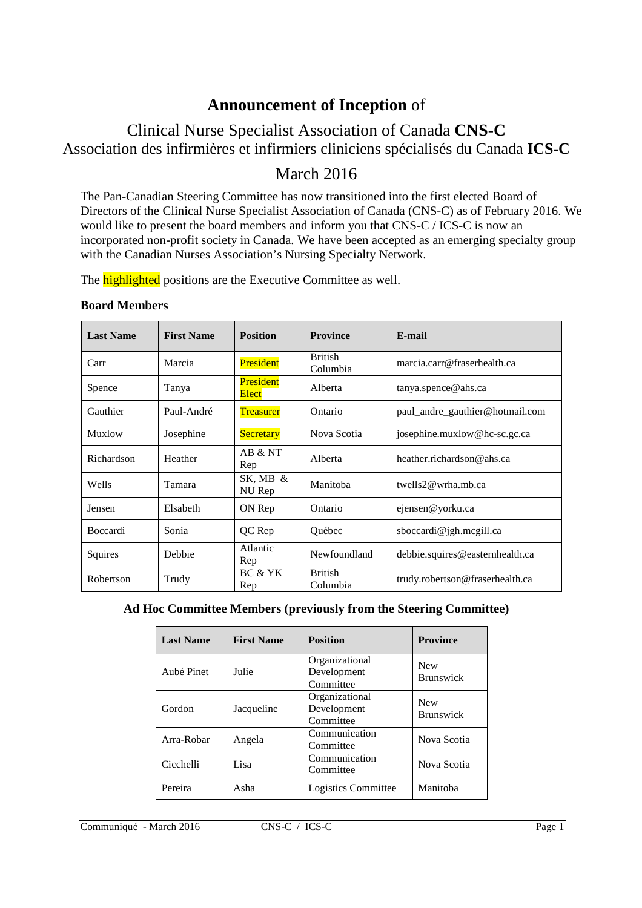# **Announcement of Inception** of

## Clinical Nurse Specialist Association of Canada **CNS-C**
## Association des infirmières et infirmiers cliniciens spécialisés du Canada **ICS-C**

## March 2016

The Pan-Canadian Steering Committee has now transitioned into the first elected Board of Directors of the Clinical Nurse Specialist Association of Canada (CNS-C) as of February 2016. We would like to present the board members and inform you that CNS-C / ICS-C is now an incorporated non-profit society in Canada. We have been accepted as an emerging specialty group with the Canadian Nurses Association's Nursing Specialty Network.

The highlighted positions are the Executive Committee as well.

### Board Members

| Last Name | First Name | Position | Province | E-mail |
|---|---|---|---|---|
| Carr | Marcia | President | British Columbia | marcia.carr@fraserhealth.ca |
| Spence | Tanya | President Elect | Alberta | tanya.spence@ahs.ca |
| Gauthier | Paul-André | Treasurer | Ontario | paul_andre_gauthier@hotmail.com |
| Muxlow | Josephine | Secretary | Nova Scotia | josephine.muxlow@hc-sc.gc.ca |
| Richardson | Heather | AB & NT Rep | Alberta | heather.richardson@ahs.ca |
| Wells | Tamara | SK, MB & NU Rep | Manitoba | twells2@wrha.mb.ca |
| Jensen | Elsabeth | ON Rep | Ontario | ejensen@yorku.ca |
| Boccardi | Sonia | QC Rep | Québec | sboccardi@jgh.mcgill.ca |
| Squires | Debbie | Atlantic Rep | Newfoundland | debbie.squires@easternhealth.ca |
| Robertson | Trudy | BC & YK Rep | British Columbia | trudy.robertson@fraserhealth.ca |

### Ad Hoc Committee Members (previously from the Steering Committee)

| Last Name | First Name | Position | Province |
|---|---|---|---|
| Aubé Pinet | Julie | Organizational Development Committee | New Brunswick |
| Gordon | Jacqueline | Organizational Development Committee | New Brunswick |
| Arra-Robar | Angela | Communication Committee | Nova Scotia |
| Cicchelli | Lisa | Communication Committee | Nova Scotia |
| Pereira | Asha | Logistics Committee | Manitoba |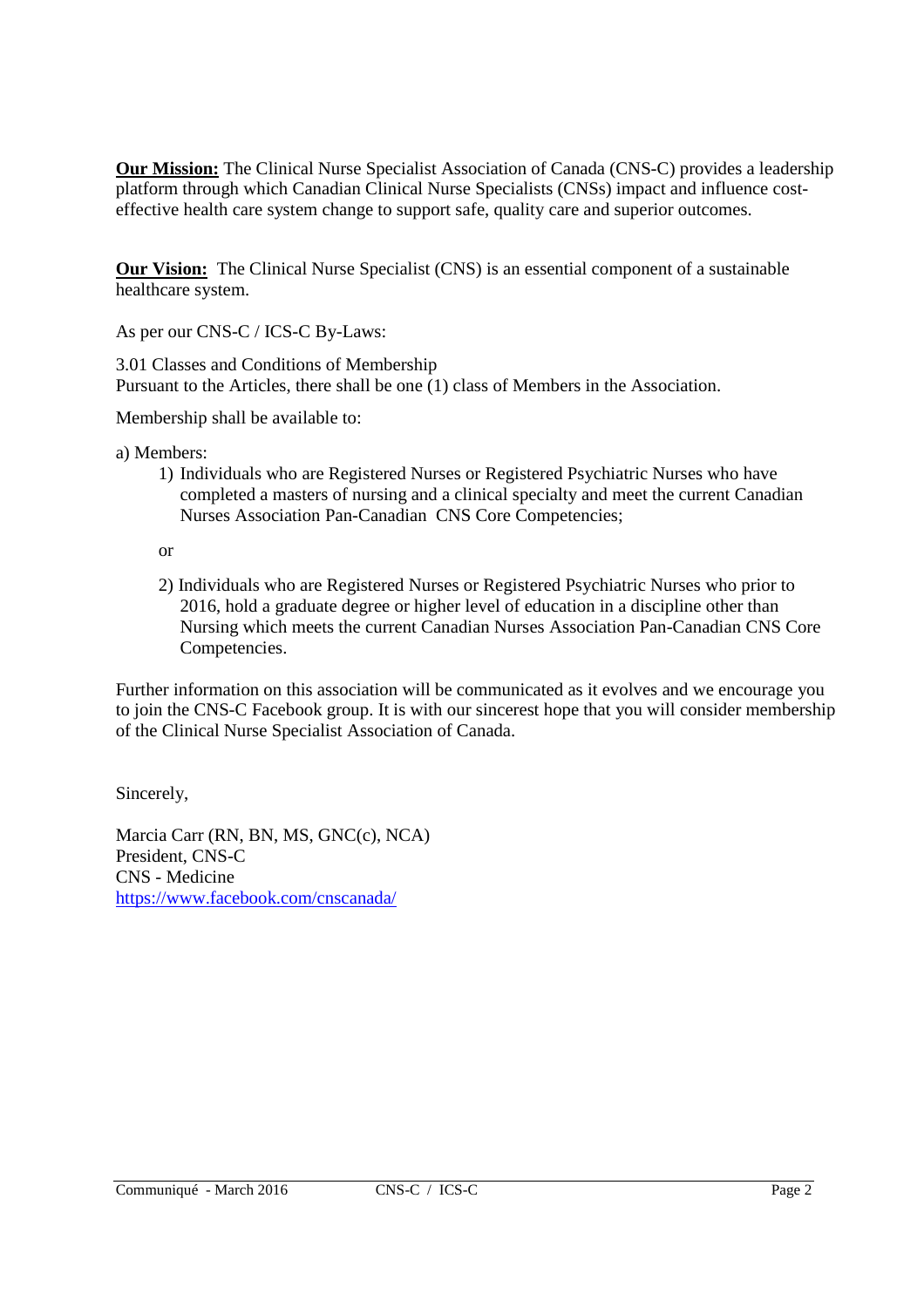**<u>Our Mission:</u>** The Clinical Nurse Specialist Association of Canada (CNS-C) provides a leadership platform through which Canadian Clinical Nurse Specialists (CNSs) impact and influence cost-effective health care system change to support safe, quality care and superior outcomes.

**<u>Our Vision:</u>** The Clinical Nurse Specialist (CNS) is an essential component of a sustainable healthcare system.

As per our CNS-C / ICS-C By-Laws:

3.01 Classes and Conditions of Membership
Pursuant to the Articles, there shall be one (1) class of Members in the Association.

Membership shall be available to:

a) Members:

1) Individuals who are Registered Nurses or Registered Psychiatric Nurses who have completed a masters of nursing and a clinical specialty and meet the current Canadian Nurses Association Pan-Canadian CNS Core Competencies;

or

2) Individuals who are Registered Nurses or Registered Psychiatric Nurses who prior to 2016, hold a graduate degree or higher level of education in a discipline other than Nursing which meets the current Canadian Nurses Association Pan-Canadian CNS Core Competencies.

Further information on this association will be communicated as it evolves and we encourage you to join the CNS-C Facebook group. It is with our sincerest hope that you will consider membership of the Clinical Nurse Specialist Association of Canada.

Sincerely,

Marcia Carr (RN, BN, MS, GNC(c), NCA)
President, CNS-C
CNS - Medicine
https://www.facebook.com/cnscanada/